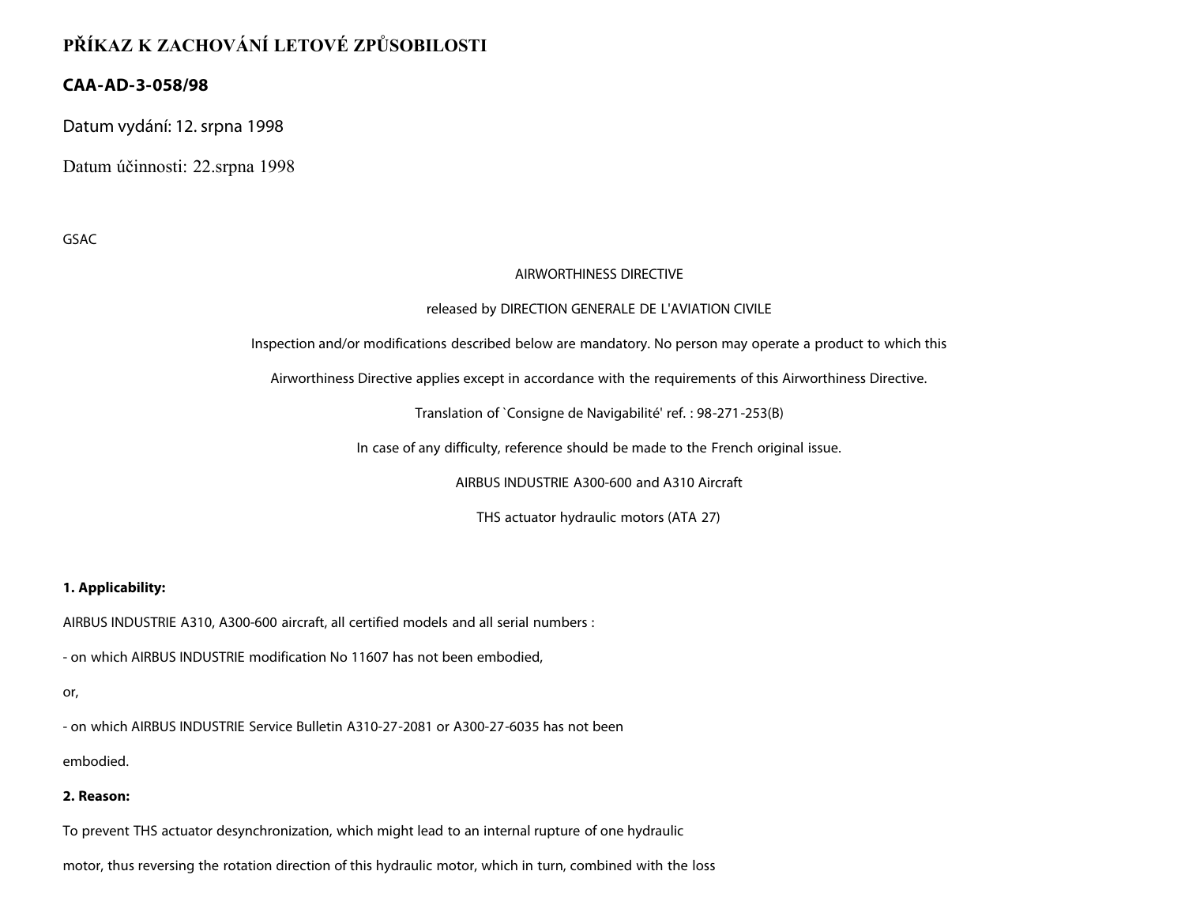# PŘÍKAZ K ZACHOVÁNÍ LETOVÉ ZPŮSOBILOSTI

## CAA-AD-3-058/98

Datum vydání: 12. srpna 1998

Datum účinnosti: 22.srpna 1998

GSAC

AIRWORTHINESS DIRECTIVE

released by DIRECTION GENERALE DE L'AVIATION CIVILE

Inspection and/or modifications described below are mandatory. No person may operate a product to which this Airworthiness Directive applies except in accordance with the requirements of this Airworthiness Directive.

Translation of `Consigne de Navigabilité' ref. : 98-271-253(B)

In case of any difficulty, reference should be made to the French original issue.

AIRBUS INDUSTRIE A300-600 and A310 Aircraft

THS actuator hydraulic motors (ATA 27)

**1. Applicability:**

AIRBUS INDUSTRIE A310, A300-600 aircraft, all certified models and all serial numbers :

- on which AIRBUS INDUSTRIE modification No 11607 has not been embodied,

or,

- on which AIRBUS INDUSTRIE Service Bulletin A310-27-2081 or A300-27-6035 has not been embodied.

**2. Reason:**

To prevent THS actuator desynchronization, which might lead to an internal rupture of one hydraulic motor, thus reversing the rotation direction of this hydraulic motor, which in turn, combined with the loss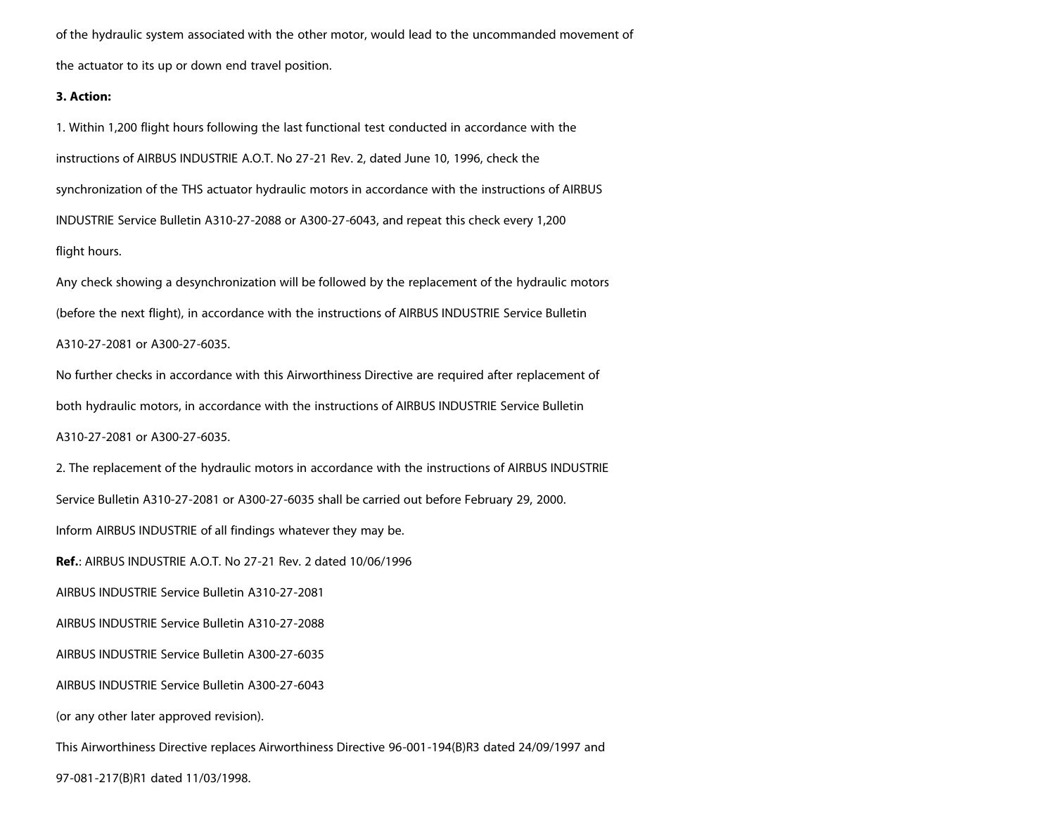of the hydraulic system associated with the other motor, would lead to the uncommanded movement of the actuator to its up or down end travel position.

**3. Action:**

1. Within 1,200 flight hours following the last functional test conducted in accordance with the instructions of AIRBUS INDUSTRIE A.O.T. No 27-21 Rev. 2, dated June 10, 1996, check the synchronization of the THS actuator hydraulic motors in accordance with the instructions of AIRBUS INDUSTRIE Service Bulletin A310-27-2088 or A300-27-6043, and repeat this check every 1,200 flight hours.

Any check showing a desynchronization will be followed by the replacement of the hydraulic motors (before the next flight), in accordance with the instructions of AIRBUS INDUSTRIE Service Bulletin A310-27-2081 or A300-27-6035.

No further checks in accordance with this Airworthiness Directive are required after replacement of both hydraulic motors, in accordance with the instructions of AIRBUS INDUSTRIE Service Bulletin A310-27-2081 or A300-27-6035.

2. The replacement of the hydraulic motors in accordance with the instructions of AIRBUS INDUSTRIE Service Bulletin A310-27-2081 or A300-27-6035 shall be carried out before February 29, 2000.

Inform AIRBUS INDUSTRIE of all findings whatever they may be.

**Ref.**: AIRBUS INDUSTRIE A.O.T. No 27-21 Rev. 2 dated 10/06/1996

AIRBUS INDUSTRIE Service Bulletin A310-27-2081

AIRBUS INDUSTRIE Service Bulletin A310-27-2088

AIRBUS INDUSTRIE Service Bulletin A300-27-6035

AIRBUS INDUSTRIE Service Bulletin A300-27-6043

(or any other later approved revision).

This Airworthiness Directive replaces Airworthiness Directive 96-001-194(B)R3 dated 24/09/1997 and 97-081-217(B)R1 dated 11/03/1998.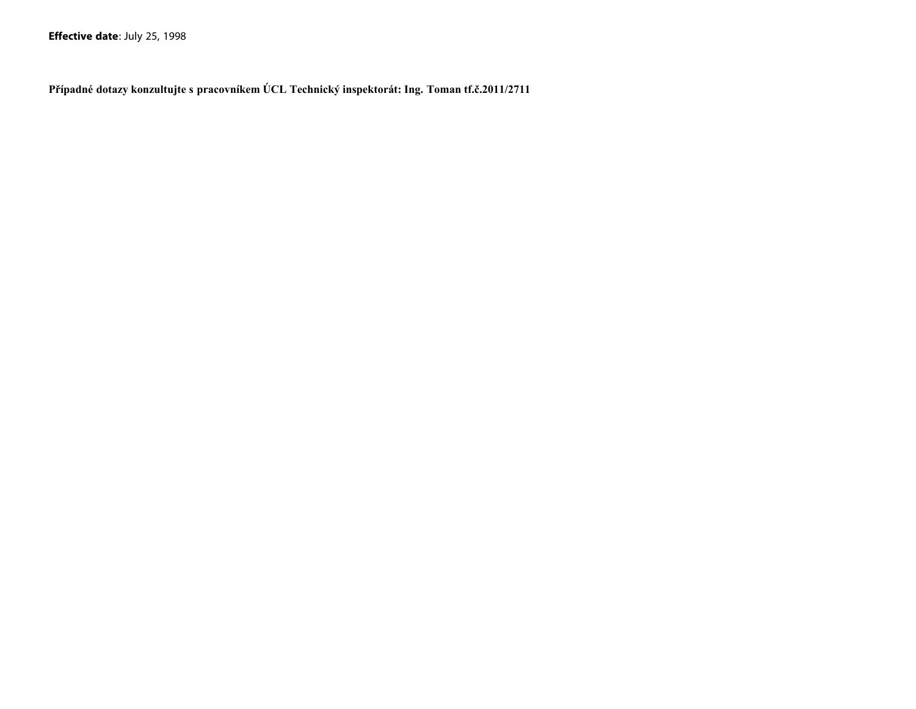**Effective date**: July 25, 1998

**Případné dotazy konzultujte s pracovníkem ÚCL Technický inspektorát: Ing. Toman tf.č.2011/2711**